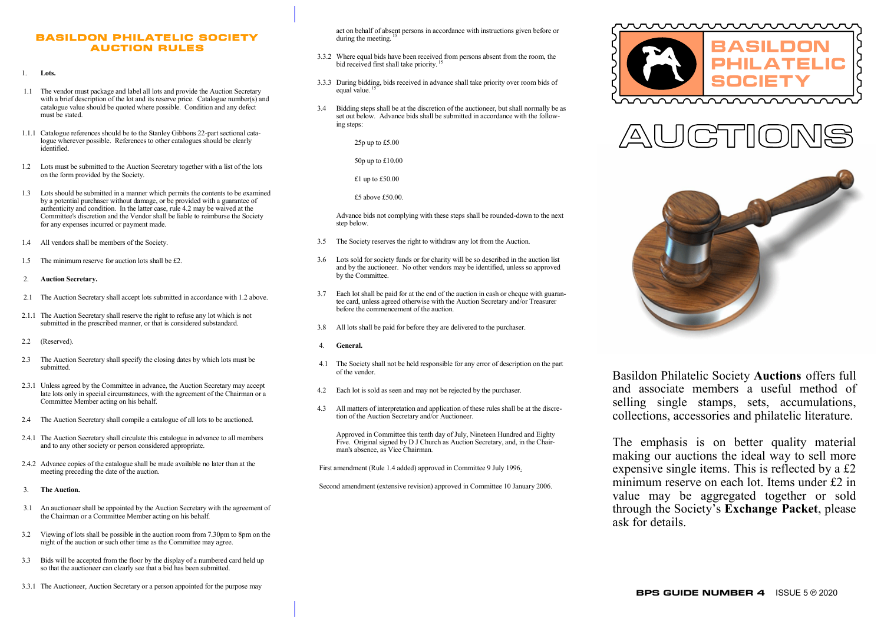# BASILDON PHILATELIC SOCIETY AUCTION RULES

1. **Lots.**

1.1 The vendor must package and label all lots and provide the Auction Secretary with a brief description of the lot and its reserve price. Catalogue number(s) and catalogue value should be quoted where possible. Condition and any defect must be stated.

1.1.1 Catalogue references should be to the Stanley Gibbons 22-part sectional catalogue wherever possible. References to other catalogues should be clearly identified.

1.2 Lots must be submitted to the Auction Secretary together with a list of the lots on the form provided by the Society.

1.3 Lots should be submitted in a manner which permits the contents to be examined by a potential purchaser without damage, or be provided with a guarantee of authenticity and condition. In the latter case, rule 4.2 may be waived at the Committee's discretion and the Vendor shall be liable to reimburse the Society for any expenses incurred or payment made.

1.4 All vendors shall be members of the Society.

1.5 The minimum reserve for auction lots shall be £2.

2. **Auction Secretary.**

2.1 The Auction Secretary shall accept lots submitted in accordance with 1.2 above.

2.1.1 The Auction Secretary shall reserve the right to refuse any lot which is not submitted in the prescribed manner, or that is considered substandard.

2.2 (Reserved).

2.3 The Auction Secretary shall specify the closing dates by which lots must be submitted.

2.3.1 Unless agreed by the Committee in advance, the Auction Secretary may accept late lots only in special circumstances, with the agreement of the Chairman or a Committee Member acting on his behalf.

2.4 The Auction Secretary shall compile a catalogue of all lots to be auctioned.

2.4.1 The Auction Secretary shall circulate this catalogue in advance to all members and to any other society or person considered appropriate.

2.4.2 Advance copies of the catalogue shall be made available no later than at the meeting preceding the date of the auction.

3. **The Auction.**

3.1 An auctioneer shall be appointed by the Auction Secretary with the agreement of the Chairman or a Committee Member acting on his behalf.

3.2 Viewing of lots shall be possible in the auction room from 7.30pm to 8pm on the night of the auction or such other time as the Committee may agree.

3.3 Bids will be accepted from the floor by the display of a numbered card held up so that the auctioneer can clearly see that a bid has been submitted.

3.3.1 The Auctioneer, Auction Secretary or a person appointed for the purpose may act on behalf of absent persons in accordance with instructions given before or during the meeting.[15]

3.3.2 Where equal bids have been received from persons absent from the room, the bid received first shall take priority.[15]

3.3.3 During bidding, bids received in advance shall take priority over room bids of equal value.[15]

3.4 Bidding steps shall be at the discretion of the auctioneer, but shall normally be as set out below. Advance bids shall be submitted in accordance with the following steps:

25p up to £5.00

50p up to £10.00

£1 up to £50.00

£5 above £50.00.

Advance bids not complying with these steps shall be rounded-down to the next step below.

3.5 The Society reserves the right to withdraw any lot from the Auction.

3.6 Lots sold for society funds or for charity will be so described in the auction list and by the auctioneer. No other vendors may be identified, unless so approved by the Committee.

3.7 Each lot shall be paid for at the end of the auction in cash or cheque with guarantee card, unless agreed otherwise with the Auction Secretary and/or Treasurer before the commencement of the auction.

3.8 All lots shall be paid for before they are delivered to the purchaser.

4. **General.**

4.1 The Society shall not be held responsible for any error of description on the part of the vendor.

4.2 Each lot is sold as seen and may not be rejected by the purchaser.

4.3 All matters of interpretation and application of these rules shall be at the discretion of the Auction Secretary and/or Auctioneer.

Approved in Committee this tenth day of July, Nineteen Hundred and Eighty Five. Original signed by D J Church as Auction Secretary, and, in the Chairman's absence, as Vice Chairman.

First amendment (Rule 1.4 added) approved in Committee 9 July 1996.

Second amendment (extensive revision) approved in Committee 10 January 2006.

# BASILDON PHILATELIC SOCIETY

# AUCTIONS

Basildon Philatelic Society **Auctions** offers full and associate members a useful method of selling single stamps, sets, accumulations, collections, accessories and philatelic literature.

The emphasis is on better quality material making our auctions the ideal way to sell more expensive single items. This is reflected by a £2 minimum reserve on each lot. Items under £2 in value may be aggregated together or sold through the Society's **Exchange Packet**, please ask for details.

**BPS GUIDE NUMBER 4** ISSUE 5 © 2020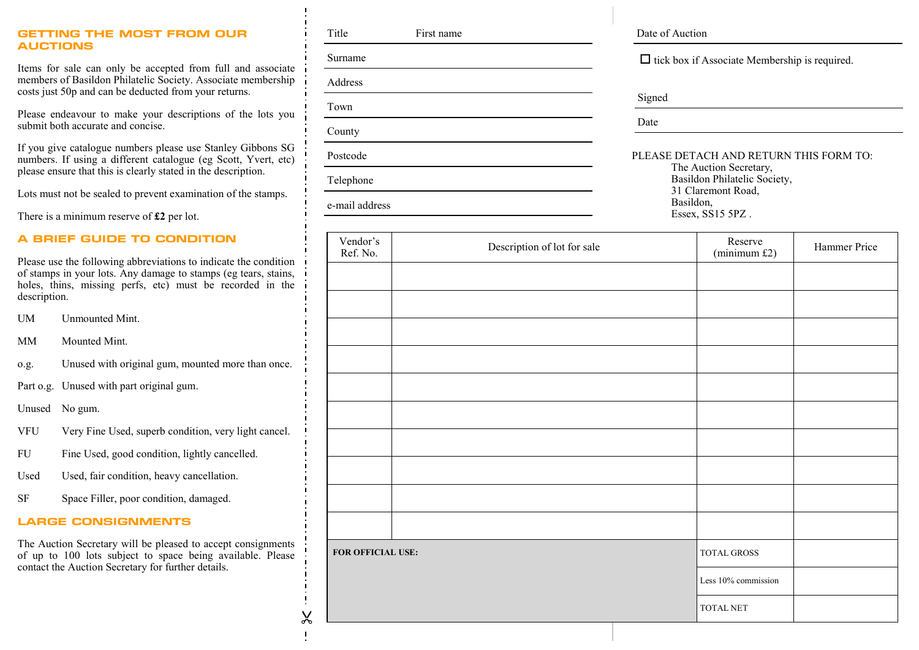## GETTING THE MOST FROM OUR AUCTIONS

Items for sale can only be accepted from full and associate members of Basildon Philatelic Society. Associate membership costs just 50p and can be deducted from your returns.

Please endeavour to make your descriptions of the lots you submit both accurate and concise.

If you give catalogue numbers please use Stanley Gibbons SG numbers. If using a different catalogue (eg Scott, Yvert, etc) please ensure that this is clearly stated in the description.

Lots must not be sealed to prevent examination of the stamps.

There is a minimum reserve of **£2** per lot.

## A BRIEF GUIDE TO CONDITION

Please use the following abbreviations to indicate the condition of stamps in your lots. Any damage to stamps (eg tears, stains, holes, thins, missing perfs, etc) must be recorded in the description.

| | |
|---|---|
| UM | Unmounted Mint. |
| MM | Mounted Mint. |
| o.g. | Unused with original gum, mounted more than once. |
| Part o.g. | Unused with part original gum. |
| Unused | No gum. |
| VFU | Very Fine Used, superb condition, very light cancel. |
| FU | Fine Used, good condition, lightly cancelled. |
| Used | Used, fair condition, heavy cancellation. |
| SF | Space Filler, poor condition, damaged. |

## LARGE CONSIGNMENTS

The Auction Secretary will be pleased to accept consignments of up to 100 lots subject to space being available. Please contact the Auction Secretary for further details.

Title First name

Surname

Address

Town

County

Postcode

Telephone

e-mail address

Date of Auction

☐ tick box if Associate Membership is required.

Signed

Date

PLEASE DETACH AND RETURN THIS FORM TO:
The Auction Secretary,
Basildon Philatelic Society,
31 Claremont Road,
Basildon,
Essex, SS15 5PZ .

| Vendor's Ref. No. | Description of lot for sale | Reserve (minimum £2) | Hammer Price |
|---|---|---|---|
| | | | |
| | | | |
| | | | |
| | | | |
| | | | |
| | | | |
| | | | |
| | | | |
| | | | |
| | | | |
| **FOR OFFICIAL USE:** | | TOTAL GROSS | |
| | | Less 10% commission | |
| | | TOTAL NET | |